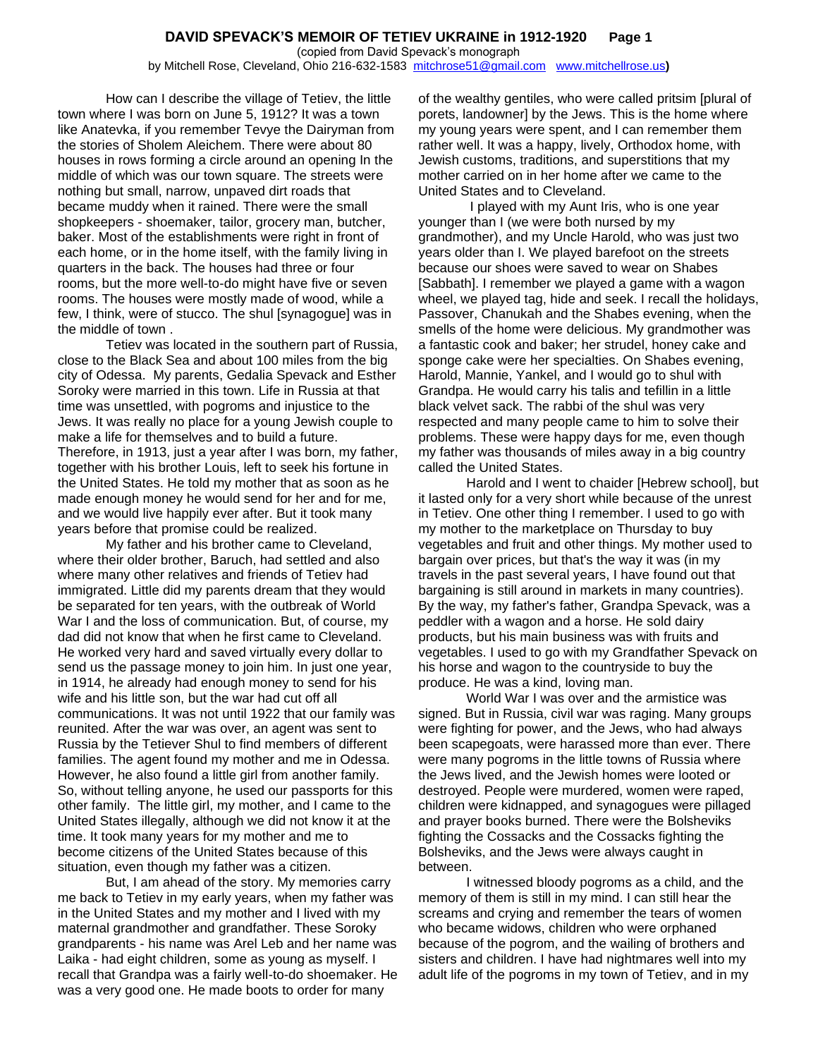# DAVID SPEVACK'S MEMOIR OF TETIEV UKRAINE in 1912-1920

(copied from David Spevack's monograph
by Mitchell Rose, Cleveland, Ohio 216-632-1583 mitchrose51@gmail.com www.mitchellrose.us)

How can I describe the village of Tetiev, the little town where I was born on June 5, 1912? It was a town like Anatevka, if you remember Tevye the Dairyman from the stories of Sholem Aleichem. There were about 80 houses in rows forming a circle around an opening In the middle of which was our town square. The streets were nothing but small, narrow, unpaved dirt roads that became muddy when it rained. There were the small shopkeepers - shoemaker, tailor, grocery man, butcher, baker. Most of the establishments were right in front of each home, or in the home itself, with the family living in quarters in the back. The houses had three or four rooms, but the more well-to-do might have five or seven rooms. The houses were mostly made of wood, while a few, I think, were of stucco. The shul [synagogue] was in the middle of town .

Tetiev was located in the southern part of Russia, close to the Black Sea and about 100 miles from the big city of Odessa. My parents, Gedalia Spevack and Esther Soroky were married in this town. Life in Russia at that time was unsettled, with pogroms and injustice to the Jews. It was really no place for a young Jewish couple to make a life for themselves and to build a future. Therefore, in 1913, just a year after I was born, my father, together with his brother Louis, left to seek his fortune in the United States. He told my mother that as soon as he made enough money he would send for her and for me, and we would live happily ever after. But it took many years before that promise could be realized.

My father and his brother came to Cleveland, where their older brother, Baruch, had settled and also where many other relatives and friends of Tetiev had immigrated. Little did my parents dream that they would be separated for ten years, with the outbreak of World War I and the loss of communication. But, of course, my dad did not know that when he first came to Cleveland. He worked very hard and saved virtually every dollar to send us the passage money to join him. In just one year, in 1914, he already had enough money to send for his wife and his little son, but the war had cut off all communications. It was not until 1922 that our family was reunited. After the war was over, an agent was sent to Russia by the Tetiever Shul to find members of different families. The agent found my mother and me in Odessa. However, he also found a little girl from another family. So, without telling anyone, he used our passports for this other family. The little girl, my mother, and I came to the United States illegally, although we did not know it at the time. It took many years for my mother and me to become citizens of the United States because of this situation, even though my father was a citizen.

But, I am ahead of the story. My memories carry me back to Tetiev in my early years, when my father was in the United States and my mother and I lived with my maternal grandmother and grandfather. These Soroky grandparents - his name was Arel Leb and her name was Laika - had eight children, some as young as myself. I recall that Grandpa was a fairly well-to-do shoemaker. He was a very good one. He made boots to order for many of the wealthy gentiles, who were called pritsim [plural of porets, landowner] by the Jews. This is the home where my young years were spent, and I can remember them rather well. It was a happy, lively, Orthodox home, with Jewish customs, traditions, and superstitions that my mother carried on in her home after we came to the United States and to Cleveland.

I played with my Aunt Iris, who is one year younger than I (we were both nursed by my grandmother), and my Uncle Harold, who was just two years older than I. We played barefoot on the streets because our shoes were saved to wear on Shabes [Sabbath]. I remember we played a game with a wagon wheel, we played tag, hide and seek. I recall the holidays, Passover, Chanukah and the Shabes evening, when the smells of the home were delicious. My grandmother was a fantastic cook and baker; her strudel, honey cake and sponge cake were her specialties. On Shabes evening, Harold, Mannie, Yankel, and I would go to shul with Grandpa. He would carry his talis and tefillin in a little black velvet sack. The rabbi of the shul was very respected and many people came to him to solve their problems. These were happy days for me, even though my father was thousands of miles away in a big country called the United States.

Harold and I went to chaider [Hebrew school], but it lasted only for a very short while because of the unrest in Tetiev. One other thing I remember. I used to go with my mother to the marketplace on Thursday to buy vegetables and fruit and other things. My mother used to bargain over prices, but that's the way it was (in my travels in the past several years, I have found out that bargaining is still around in markets in many countries). By the way, my father's father, Grandpa Spevack, was a peddler with a wagon and a horse. He sold dairy products, but his main business was with fruits and vegetables. I used to go with my Grandfather Spevack on his horse and wagon to the countryside to buy the produce. He was a kind, loving man.

World War I was over and the armistice was signed. But in Russia, civil war was raging. Many groups were fighting for power, and the Jews, who had always been scapegoats, were harassed more than ever. There were many pogroms in the little towns of Russia where the Jews lived, and the Jewish homes were looted or destroyed. People were murdered, women were raped, children were kidnapped, and synagogues were pillaged and prayer books burned. There were the Bolsheviks fighting the Cossacks and the Cossacks fighting the Bolsheviks, and the Jews were always caught in between.

I witnessed bloody pogroms as a child, and the memory of them is still in my mind. I can still hear the screams and crying and remember the tears of women who became widows, children who were orphaned because of the pogrom, and the wailing of brothers and sisters and children. I have had nightmares well into my adult life of the pogroms in my town of Tetiev, and in my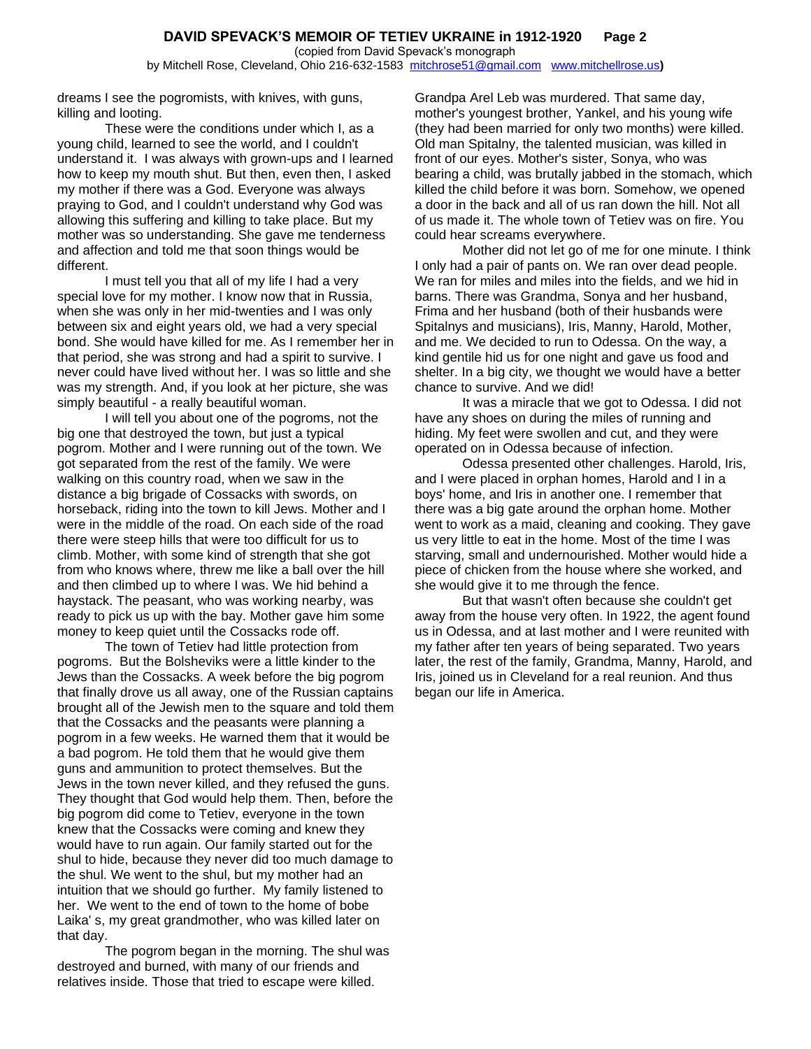dreams I see the pogromists, with knives, with guns, killing and looting.

These were the conditions under which I, as a young child, learned to see the world, and I couldn't understand it. I was always with grown-ups and I learned how to keep my mouth shut. But then, even then, I asked my mother if there was a God. Everyone was always praying to God, and I couldn't understand why God was allowing this suffering and killing to take place. But my mother was so understanding. She gave me tenderness and affection and told me that soon things would be different.

I must tell you that all of my life I had a very special love for my mother. I know now that in Russia, when she was only in her mid-twenties and I was only between six and eight years old, we had a very special bond. She would have killed for me. As I remember her in that period, she was strong and had a spirit to survive. I never could have lived without her. I was so little and she was my strength. And, if you look at her picture, she was simply beautiful - a really beautiful woman.

I will tell you about one of the pogroms, not the big one that destroyed the town, but just a typical pogrom. Mother and I were running out of the town. We got separated from the rest of the family. We were walking on this country road, when we saw in the distance a big brigade of Cossacks with swords, on horseback, riding into the town to kill Jews. Mother and I were in the middle of the road. On each side of the road there were steep hills that were too difficult for us to climb. Mother, with some kind of strength that she got from who knows where, threw me like a ball over the hill and then climbed up to where I was. We hid behind a haystack. The peasant, who was working nearby, was ready to pick us up with the bay. Mother gave him some money to keep quiet until the Cossacks rode off.

The town of Tetiev had little protection from pogroms. But the Bolsheviks were a little kinder to the Jews than the Cossacks. A week before the big pogrom that finally drove us all away, one of the Russian captains brought all of the Jewish men to the square and told them that the Cossacks and the peasants were planning a pogrom in a few weeks. He warned them that it would be a bad pogrom. He told them that he would give them guns and ammunition to protect themselves. But the Jews in the town never killed, and they refused the guns. They thought that God would help them. Then, before the big pogrom did come to Tetiev, everyone in the town knew that the Cossacks were coming and knew they would have to run again. Our family started out for the shul to hide, because they never did too much damage to the shul. We went to the shul, but my mother had an intuition that we should go further. My family listened to her. We went to the end of town to the home of bobe Laika' s, my great grandmother, who was killed later on that day.

The pogrom began in the morning. The shul was destroyed and burned, with many of our friends and relatives inside. Those that tried to escape were killed. Grandpa Arel Leb was murdered. That same day, mother's youngest brother, Yankel, and his young wife (they had been married for only two months) were killed. Old man Spitalny, the talented musician, was killed in front of our eyes. Mother's sister, Sonya, who was bearing a child, was brutally jabbed in the stomach, which killed the child before it was born. Somehow, we opened a door in the back and all of us ran down the hill. Not all of us made it. The whole town of Tetiev was on fire. You could hear screams everywhere.

Mother did not let go of me for one minute. I think I only had a pair of pants on. We ran over dead people. We ran for miles and miles into the fields, and we hid in barns. There was Grandma, Sonya and her husband, Frima and her husband (both of their husbands were Spitalnys and musicians), Iris, Manny, Harold, Mother, and me. We decided to run to Odessa. On the way, a kind gentile hid us for one night and gave us food and shelter. In a big city, we thought we would have a better chance to survive. And we did!

It was a miracle that we got to Odessa. I did not have any shoes on during the miles of running and hiding. My feet were swollen and cut, and they were operated on in Odessa because of infection.

Odessa presented other challenges. Harold, Iris, and I were placed in orphan homes, Harold and I in a boys' home, and Iris in another one. I remember that there was a big gate around the orphan home. Mother went to work as a maid, cleaning and cooking. They gave us very little to eat in the home. Most of the time I was starving, small and undernourished. Mother would hide a piece of chicken from the house where she worked, and she would give it to me through the fence.

But that wasn't often because she couldn't get away from the house very often. In 1922, the agent found us in Odessa, and at last mother and I were reunited with my father after ten years of being separated. Two years later, the rest of the family, Grandma, Manny, Harold, and Iris, joined us in Cleveland for a real reunion. And thus began our life in America.